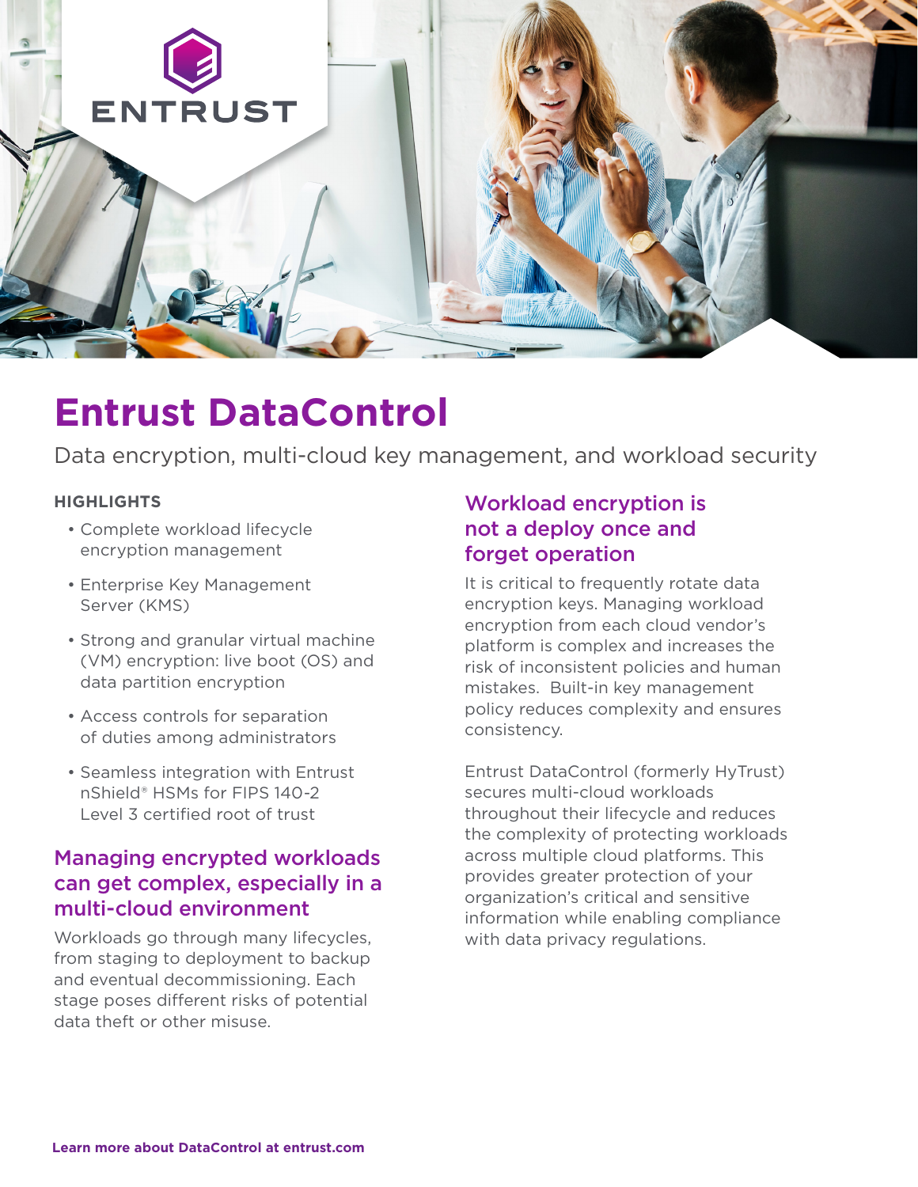# Entrust DataControl

Data encryption, multi-cloud key management, and workload security

**HIGHLIGHTS**

- Complete workload lifecycle encryption management
- Enterprise Key Management Server (KMS)
- Strong and granular virtual machine (VM) encryption: live boot (OS) and data partition encryption
- Access controls for separation of duties among administrators
- Seamless integration with Entrust nShield® HSMs for FIPS 140-2 Level 3 certified root of trust

## Managing encrypted workloads can get complex, especially in a multi-cloud environment

Workloads go through many lifecycles, from staging to deployment to backup and eventual decommissioning. Each stage poses different risks of potential data theft or other misuse.

## Workload encryption is not a deploy once and forget operation

It is critical to frequently rotate data encryption keys. Managing workload encryption from each cloud vendor's platform is complex and increases the risk of inconsistent policies and human mistakes. Built-in key management policy reduces complexity and ensures consistency.

Entrust DataControl (formerly HyTrust) secures multi-cloud workloads throughout their lifecycle and reduces the complexity of protecting workloads across multiple cloud platforms. This provides greater protection of your organization's critical and sensitive information while enabling compliance with data privacy regulations.

**Learn more about DataControl at entrust.com**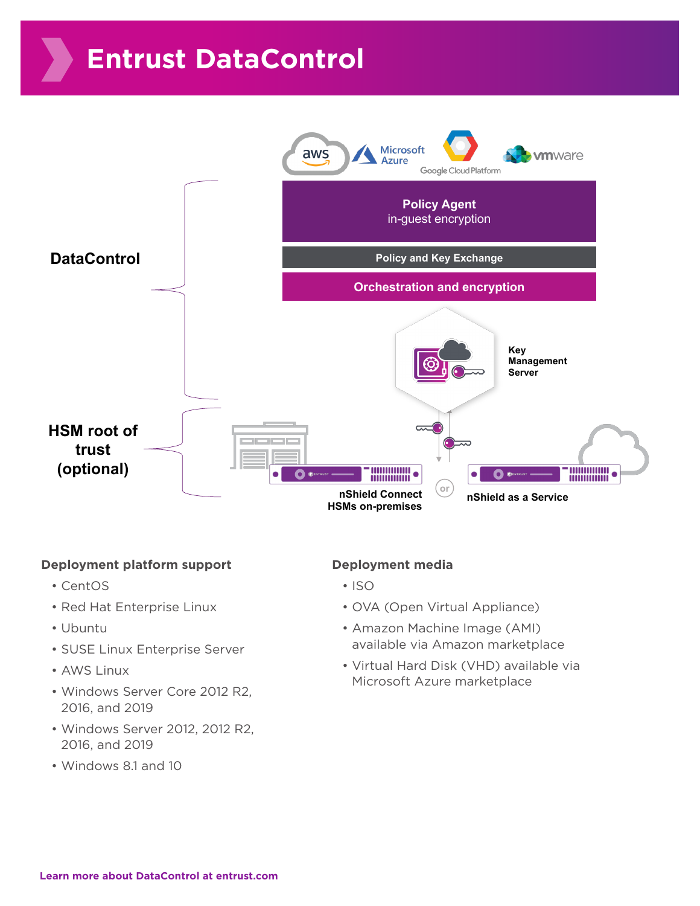# Entrust DataControl

**DataControl**

**Policy Agent**
in-guest encryption

**Policy and Key Exchange**

**Orchestration and encryption**

**Key Management Server**

**HSM root of trust (optional)**

**nShield Connect HSMs on-premises**

or

**nShield as a Service**

### Deployment platform support

- CentOS
- Red Hat Enterprise Linux
- Ubuntu
- SUSE Linux Enterprise Server
- AWS Linux
- Windows Server Core 2012 R2, 2016, and 2019
- Windows Server 2012, 2012 R2, 2016, and 2019
- Windows 8.1 and 10

### Deployment media

- ISO
- OVA (Open Virtual Appliance)
- Amazon Machine Image (AMI) available via Amazon marketplace
- Virtual Hard Disk (VHD) available via Microsoft Azure marketplace

**Learn more about DataControl at entrust.com**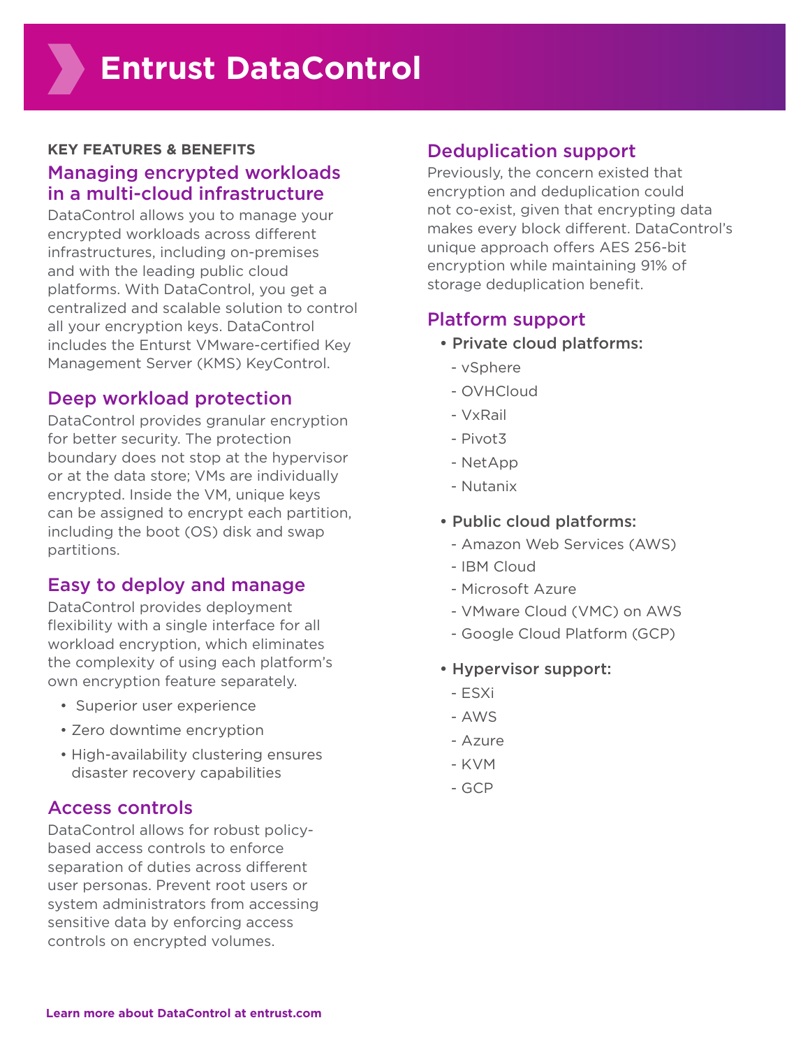# Entrust DataControl

**KEY FEATURES & BENEFITS**

## Managing encrypted workloads in a multi-cloud infrastructure

DataControl allows you to manage your encrypted workloads across different infrastructures, including on-premises and with the leading public cloud platforms. With DataControl, you get a centralized and scalable solution to control all your encryption keys. DataControl includes the Enturst VMware-certified Key Management Server (KMS) KeyControl.

## Deep workload protection

DataControl provides granular encryption for better security. The protection boundary does not stop at the hypervisor or at the data store; VMs are individually encrypted. Inside the VM, unique keys can be assigned to encrypt each partition, including the boot (OS) disk and swap partitions.

## Easy to deploy and manage

DataControl provides deployment flexibility with a single interface for all workload encryption, which eliminates the complexity of using each platform's own encryption feature separately.

- Superior user experience
- Zero downtime encryption
- High-availability clustering ensures disaster recovery capabilities

## Access controls

DataControl allows for robust policy-based access controls to enforce separation of duties across different user personas. Prevent root users or system administrators from accessing sensitive data by enforcing access controls on encrypted volumes.

## Deduplication support

Previously, the concern existed that encryption and deduplication could not co-exist, given that encrypting data makes every block different. DataControl's unique approach offers AES 256-bit encryption while maintaining 91% of storage deduplication benefit.

## Platform support

- Private cloud platforms:
  - vSphere
  - OVHCloud
  - VxRail
  - Pivot3
  - NetApp
  - Nutanix
- Public cloud platforms:
  - Amazon Web Services (AWS)
  - IBM Cloud
  - Microsoft Azure
  - VMware Cloud (VMC) on AWS
  - Google Cloud Platform (GCP)
- Hypervisor support:
  - ESXi
  - AWS
  - Azure
  - KVM
  - GCP

**Learn more about DataControl at entrust.com**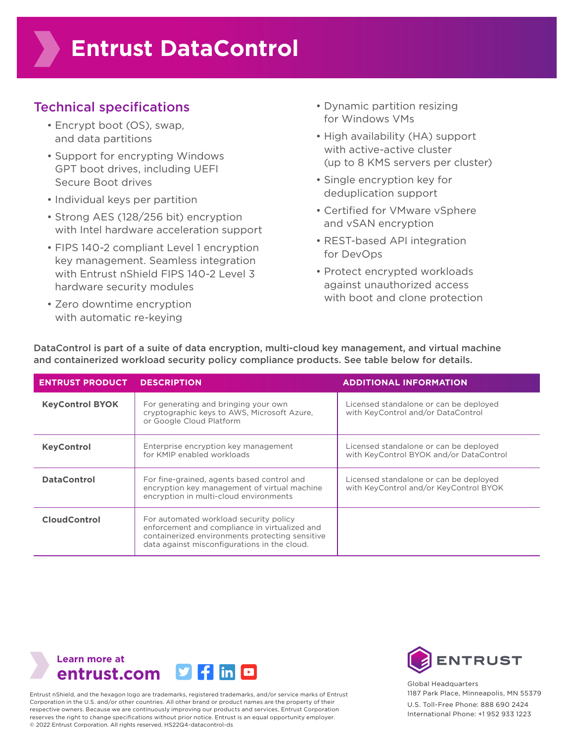# Entrust DataControl

## Technical specifications

- Encrypt boot (OS), swap, and data partitions
- Support for encrypting Windows GPT boot drives, including UEFI Secure Boot drives
- Individual keys per partition
- Strong AES (128/256 bit) encryption with Intel hardware acceleration support
- FIPS 140-2 compliant Level 1 encryption key management. Seamless integration with Entrust nShield FIPS 140-2 Level 3 hardware security modules
- Zero downtime encryption with automatic re-keying
- Dynamic partition resizing for Windows VMs
- High availability (HA) support with active-active cluster (up to 8 KMS servers per cluster)
- Single encryption key for deduplication support
- Certified for VMware vSphere and vSAN encryption
- REST-based API integration for DevOps
- Protect encrypted workloads against unauthorized access with boot and clone protection

**DataControl is part of a suite of data encryption, multi-cloud key management, and virtual machine and containerized workload security policy compliance products. See table below for details.**

| ENTRUST PRODUCT | DESCRIPTION | ADDITIONAL INFORMATION |
|---|---|---|
| **KeyControl BYOK** | For generating and bringing your own cryptographic keys to AWS, Microsoft Azure, or Google Cloud Platform | Licensed standalone or can be deployed with KeyControl and/or DataControl |
| **KeyControl** | Enterprise encryption key management for KMIP enabled workloads | Licensed standalone or can be deployed with KeyControl BYOK and/or DataControl |
| **DataControl** | For fine-grained, agents based control and encryption key management of virtual machine encryption in multi-cloud environments | Licensed standalone or can be deployed with KeyControl and/or KeyControl BYOK |
| **CloudControl** | For automated workload security policy enforcement and compliance in virtualized and containerized environments protecting sensitive data against misconfigurations in the cloud. | |

Learn more at
**entrust.com**

ENTRUST

Global Headquarters
1187 Park Place, Minneapolis, MN 55379
U.S. Toll-Free Phone: 888 690 2424
International Phone: +1 952 933 1223

Entrust nShield, and the hexagon logo are trademarks, registered trademarks, and/or service marks of Entrust Corporation in the U.S. and/or other countries. All other brand or product names are the property of their respective owners. Because we are continuously improving our products and services, Entrust Corporation reserves the right to change specifications without prior notice. Entrust is an equal opportunity employer. © 2022 Entrust Corporation. All rights reserved. HS22Q4-datacontrol-ds